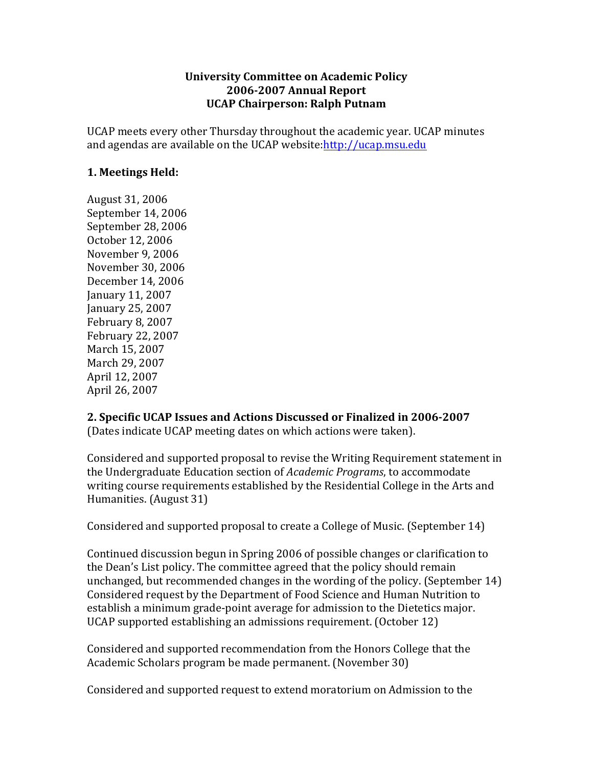**University Committee on Academic Policy**
**2006-2007 Annual Report**
**UCAP Chairperson: Ralph Putnam**

UCAP meets every other Thursday throughout the academic year. UCAP minutes and agendas are available on the UCAP website:[http://ucap.msu.edu](http://ucap.msu.edu)

**1. Meetings Held:**

August 31, 2006
September 14, 2006
September 28, 2006
October 12, 2006
November 9, 2006
November 30, 2006
December 14, 2006
January 11, 2007
January 25, 2007
February 8, 2007
February 22, 2007
March 15, 2007
March 29, 2007
April 12, 2007
April 26, 2007

**2. Specific UCAP Issues and Actions Discussed or Finalized in 2006-2007**
(Dates indicate UCAP meeting dates on which actions were taken).

Considered and supported proposal to revise the Writing Requirement statement in the Undergraduate Education section of *Academic Programs*, to accommodate writing course requirements established by the Residential College in the Arts and Humanities. (August 31)

Considered and supported proposal to create a College of Music. (September 14)

Continued discussion begun in Spring 2006 of possible changes or clarification to the Dean's List policy. The committee agreed that the policy should remain unchanged, but recommended changes in the wording of the policy. (September 14)
Considered request by the Department of Food Science and Human Nutrition to establish a minimum grade-point average for admission to the Dietetics major. UCAP supported establishing an admissions requirement. (October 12)

Considered and supported recommendation from the Honors College that the Academic Scholars program be made permanent. (November 30)

Considered and supported request to extend moratorium on Admission to the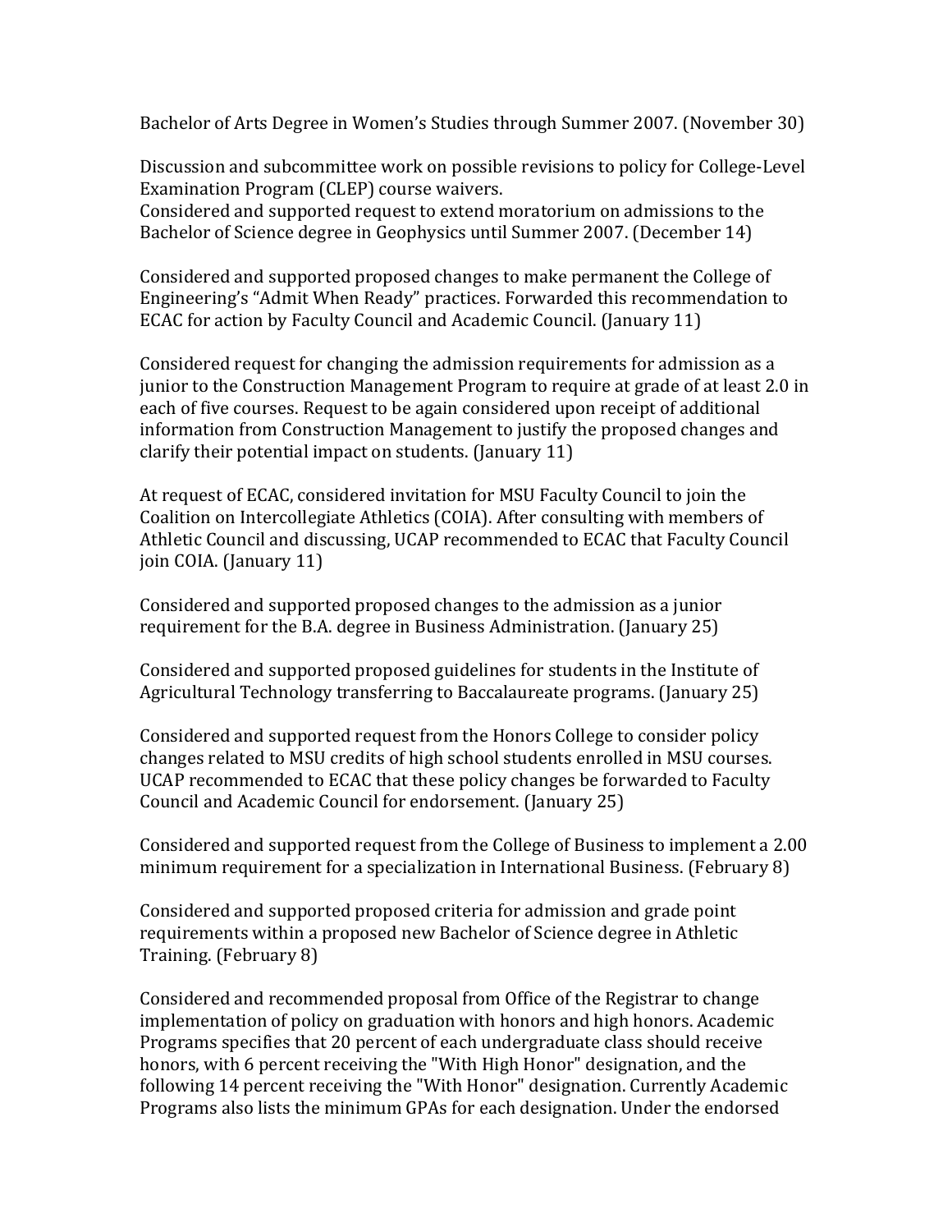Bachelor of Arts Degree in Women's Studies through Summer 2007. (November 30)

Discussion and subcommittee work on possible revisions to policy for College-Level Examination Program (CLEP) course waivers.
Considered and supported request to extend moratorium on admissions to the Bachelor of Science degree in Geophysics until Summer 2007. (December 14)

Considered and supported proposed changes to make permanent the College of Engineering's "Admit When Ready" practices. Forwarded this recommendation to ECAC for action by Faculty Council and Academic Council. (January 11)

Considered request for changing the admission requirements for admission as a junior to the Construction Management Program to require at grade of at least 2.0 in each of five courses. Request to be again considered upon receipt of additional information from Construction Management to justify the proposed changes and clarify their potential impact on students. (January 11)

At request of ECAC, considered invitation for MSU Faculty Council to join the Coalition on Intercollegiate Athletics (COIA). After consulting with members of Athletic Council and discussing, UCAP recommended to ECAC that Faculty Council join COIA. (January 11)

Considered and supported proposed changes to the admission as a junior requirement for the B.A. degree in Business Administration. (January 25)

Considered and supported proposed guidelines for students in the Institute of Agricultural Technology transferring to Baccalaureate programs. (January 25)

Considered and supported request from the Honors College to consider policy changes related to MSU credits of high school students enrolled in MSU courses. UCAP recommended to ECAC that these policy changes be forwarded to Faculty Council and Academic Council for endorsement. (January 25)

Considered and supported request from the College of Business to implement a 2.00 minimum requirement for a specialization in International Business. (February 8)

Considered and supported proposed criteria for admission and grade point requirements within a proposed new Bachelor of Science degree in Athletic Training. (February 8)

Considered and recommended proposal from Office of the Registrar to change implementation of policy on graduation with honors and high honors. Academic Programs specifies that 20 percent of each undergraduate class should receive honors, with 6 percent receiving the "With High Honor" designation, and the following 14 percent receiving the "With Honor" designation. Currently Academic Programs also lists the minimum GPAs for each designation. Under the endorsed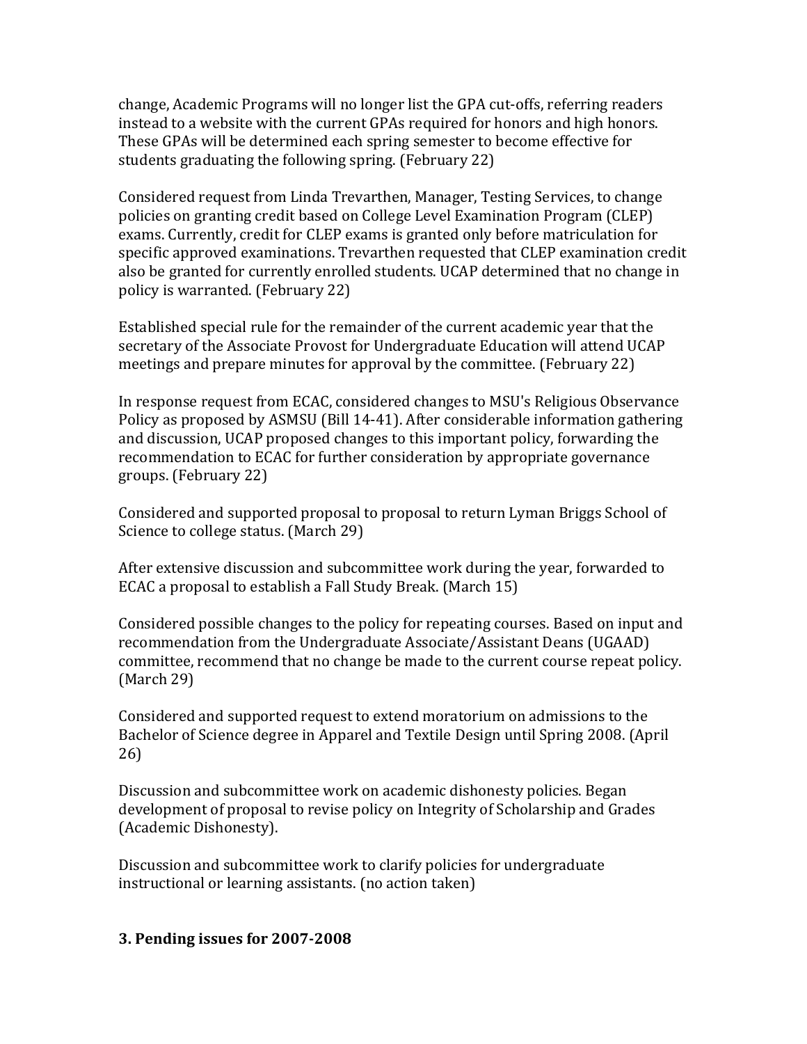change, Academic Programs will no longer list the GPA cut-offs, referring readers instead to a website with the current GPAs required for honors and high honors. These GPAs will be determined each spring semester to become effective for students graduating the following spring. (February 22)

Considered request from Linda Trevarthen, Manager, Testing Services, to change policies on granting credit based on College Level Examination Program (CLEP) exams. Currently, credit for CLEP exams is granted only before matriculation for specific approved examinations. Trevarthen requested that CLEP examination credit also be granted for currently enrolled students. UCAP determined that no change in policy is warranted. (February 22)

Established special rule for the remainder of the current academic year that the secretary of the Associate Provost for Undergraduate Education will attend UCAP meetings and prepare minutes for approval by the committee. (February 22)

In response request from ECAC, considered changes to MSU's Religious Observance Policy as proposed by ASMSU (Bill 14-41). After considerable information gathering and discussion, UCAP proposed changes to this important policy, forwarding the recommendation to ECAC for further consideration by appropriate governance groups. (February 22)

Considered and supported proposal to proposal to return Lyman Briggs School of Science to college status. (March 29)

After extensive discussion and subcommittee work during the year, forwarded to ECAC a proposal to establish a Fall Study Break. (March 15)

Considered possible changes to the policy for repeating courses. Based on input and recommendation from the Undergraduate Associate/Assistant Deans (UGAAD) committee, recommend that no change be made to the current course repeat policy. (March 29)

Considered and supported request to extend moratorium on admissions to the Bachelor of Science degree in Apparel and Textile Design until Spring 2008. (April 26)

Discussion and subcommittee work on academic dishonesty policies. Began development of proposal to revise policy on Integrity of Scholarship and Grades (Academic Dishonesty).

Discussion and subcommittee work to clarify policies for undergraduate instructional or learning assistants. (no action taken)

### 3. Pending issues for 2007-2008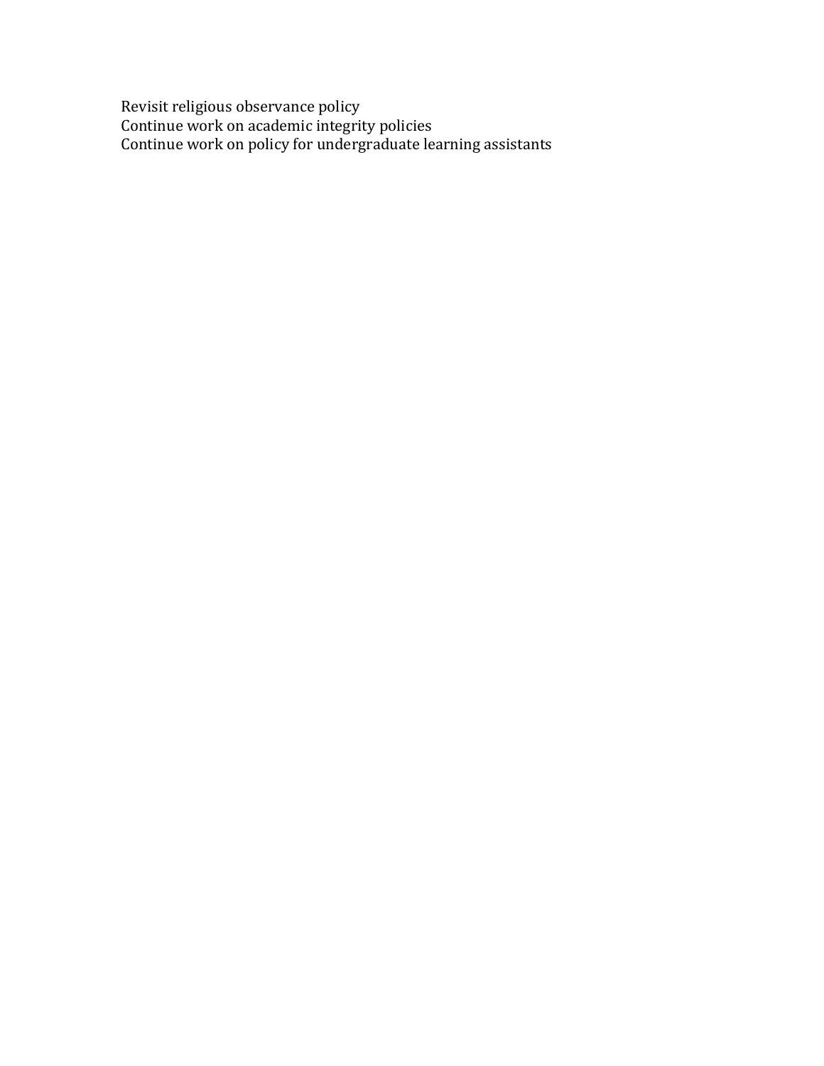Revisit religious observance policy
Continue work on academic integrity policies
Continue work on policy for undergraduate learning assistants